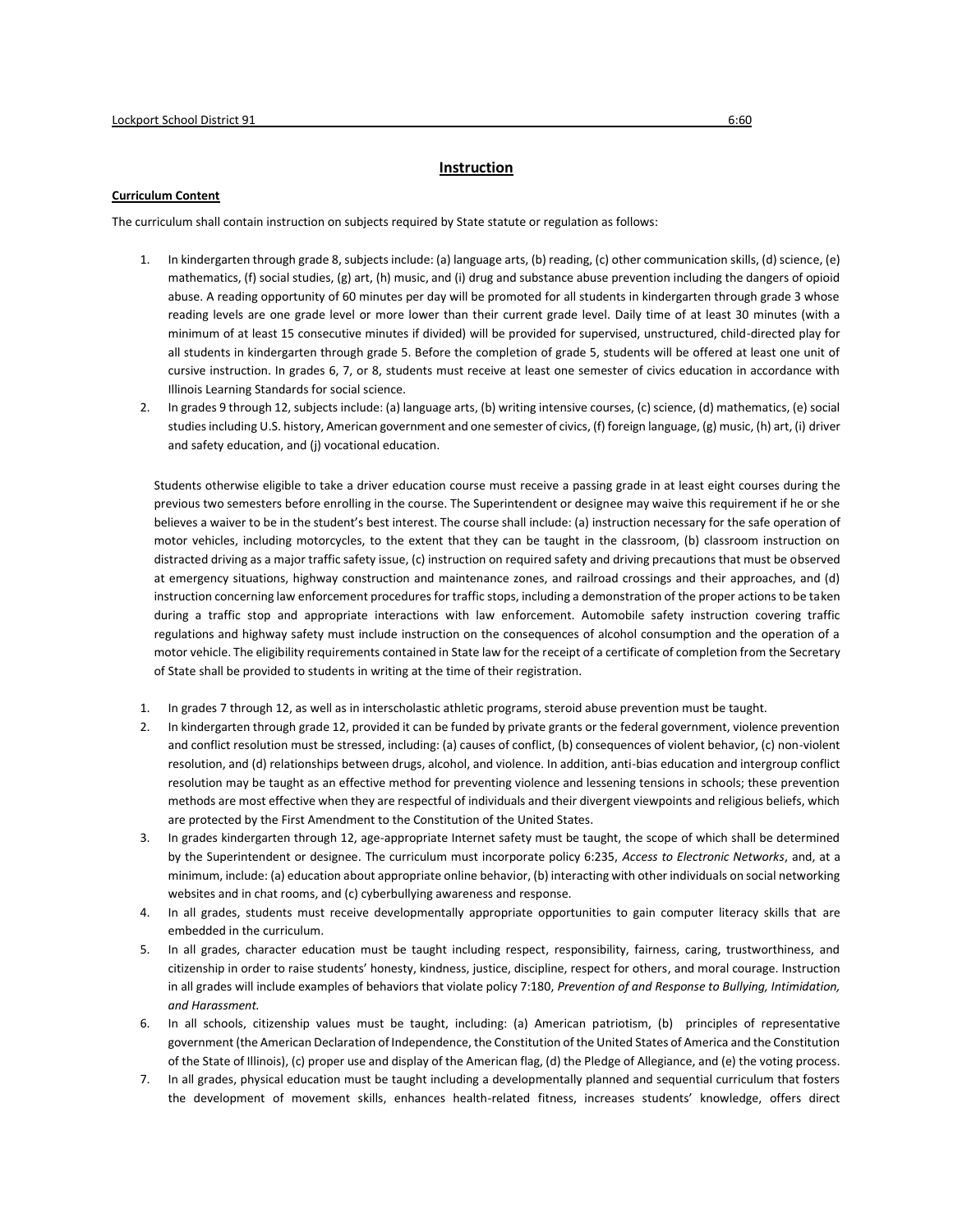## Instruction

**Curriculum Content**

The curriculum shall contain instruction on subjects required by State statute or regulation as follows:

1. In kindergarten through grade 8, subjects include: (a) language arts, (b) reading, (c) other communication skills, (d) science, (e) mathematics, (f) social studies, (g) art, (h) music, and (i) drug and substance abuse prevention including the dangers of opioid abuse. A reading opportunity of 60 minutes per day will be promoted for all students in kindergarten through grade 3 whose reading levels are one grade level or more lower than their current grade level. Daily time of at least 30 minutes (with a minimum of at least 15 consecutive minutes if divided) will be provided for supervised, unstructured, child-directed play for all students in kindergarten through grade 5. Before the completion of grade 5, students will be offered at least one unit of cursive instruction. In grades 6, 7, or 8, students must receive at least one semester of civics education in accordance with Illinois Learning Standards for social science.
2. In grades 9 through 12, subjects include: (a) language arts, (b) writing intensive courses, (c) science, (d) mathematics, (e) social studies including U.S. history, American government and one semester of civics, (f) foreign language, (g) music, (h) art, (i) driver and safety education, and (j) vocational education.

   Students otherwise eligible to take a driver education course must receive a passing grade in at least eight courses during the previous two semesters before enrolling in the course. The Superintendent or designee may waive this requirement if he or she believes a waiver to be in the student's best interest. The course shall include: (a) instruction necessary for the safe operation of motor vehicles, including motorcycles, to the extent that they can be taught in the classroom, (b) classroom instruction on distracted driving as a major traffic safety issue, (c) instruction on required safety and driving precautions that must be observed at emergency situations, highway construction and maintenance zones, and railroad crossings and their approaches, and (d) instruction concerning law enforcement procedures for traffic stops, including a demonstration of the proper actions to be taken during a traffic stop and appropriate interactions with law enforcement. Automobile safety instruction covering traffic regulations and highway safety must include instruction on the consequences of alcohol consumption and the operation of a motor vehicle. The eligibility requirements contained in State law for the receipt of a certificate of completion from the Secretary of State shall be provided to students in writing at the time of their registration.

1. In grades 7 through 12, as well as in interscholastic athletic programs, steroid abuse prevention must be taught.
2. In kindergarten through grade 12, provided it can be funded by private grants or the federal government, violence prevention and conflict resolution must be stressed, including: (a) causes of conflict, (b) consequences of violent behavior, (c) non-violent resolution, and (d) relationships between drugs, alcohol, and violence. In addition, anti-bias education and intergroup conflict resolution may be taught as an effective method for preventing violence and lessening tensions in schools; these prevention methods are most effective when they are respectful of individuals and their divergent viewpoints and religious beliefs, which are protected by the First Amendment to the Constitution of the United States.
3. In grades kindergarten through 12, age-appropriate Internet safety must be taught, the scope of which shall be determined by the Superintendent or designee. The curriculum must incorporate policy 6:235, *Access to Electronic Networks*, and, at a minimum, include: (a) education about appropriate online behavior, (b) interacting with other individuals on social networking websites and in chat rooms, and (c) cyberbullying awareness and response.
4. In all grades, students must receive developmentally appropriate opportunities to gain computer literacy skills that are embedded in the curriculum.
5. In all grades, character education must be taught including respect, responsibility, fairness, caring, trustworthiness, and citizenship in order to raise students' honesty, kindness, justice, discipline, respect for others, and moral courage. Instruction in all grades will include examples of behaviors that violate policy 7:180, *Prevention of and Response to Bullying, Intimidation, and Harassment.*
6. In all schools, citizenship values must be taught, including: (a) American patriotism, (b) principles of representative government (the American Declaration of Independence, the Constitution of the United States of America and the Constitution of the State of Illinois), (c) proper use and display of the American flag, (d) the Pledge of Allegiance, and (e) the voting process.
7. In all grades, physical education must be taught including a developmentally planned and sequential curriculum that fosters the development of movement skills, enhances health-related fitness, increases students' knowledge, offers direct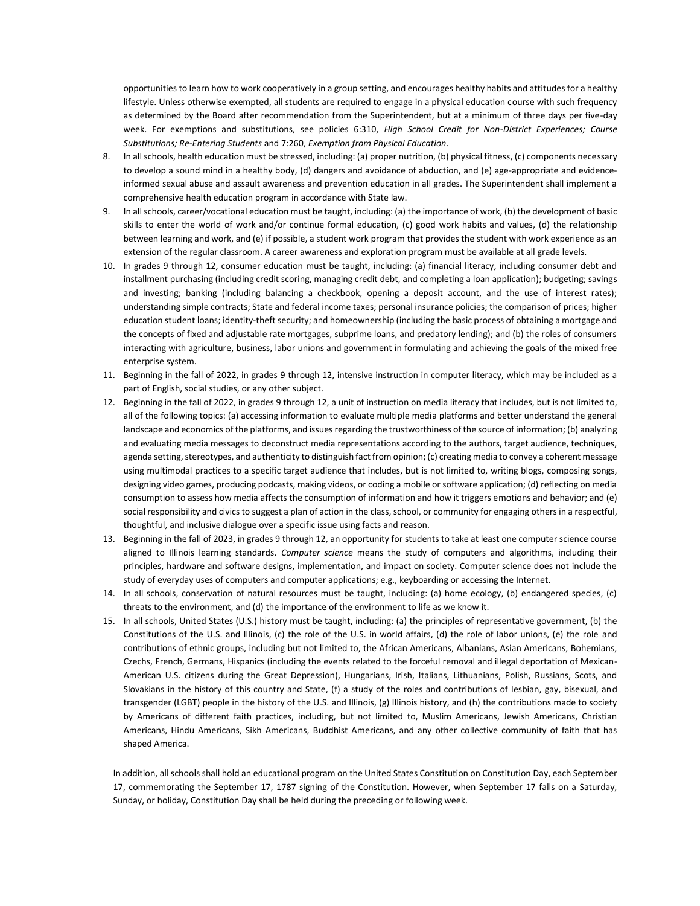opportunities to learn how to work cooperatively in a group setting, and encourages healthy habits and attitudes for a healthy lifestyle. Unless otherwise exempted, all students are required to engage in a physical education course with such frequency as determined by the Board after recommendation from the Superintendent, but at a minimum of three days per five-day week. For exemptions and substitutions, see policies 6:310, *High School Credit for Non-District Experiences; Course Substitutions; Re-Entering Students* and 7:260, *Exemption from Physical Education*.

8. In all schools, health education must be stressed, including: (a) proper nutrition, (b) physical fitness, (c) components necessary to develop a sound mind in a healthy body, (d) dangers and avoidance of abduction, and (e) age-appropriate and evidence-informed sexual abuse and assault awareness and prevention education in all grades. The Superintendent shall implement a comprehensive health education program in accordance with State law.
9. In all schools, career/vocational education must be taught, including: (a) the importance of work, (b) the development of basic skills to enter the world of work and/or continue formal education, (c) good work habits and values, (d) the relationship between learning and work, and (e) if possible, a student work program that provides the student with work experience as an extension of the regular classroom. A career awareness and exploration program must be available at all grade levels.
10. In grades 9 through 12, consumer education must be taught, including: (a) financial literacy, including consumer debt and installment purchasing (including credit scoring, managing credit debt, and completing a loan application); budgeting; savings and investing; banking (including balancing a checkbook, opening a deposit account, and the use of interest rates); understanding simple contracts; State and federal income taxes; personal insurance policies; the comparison of prices; higher education student loans; identity-theft security; and homeownership (including the basic process of obtaining a mortgage and the concepts of fixed and adjustable rate mortgages, subprime loans, and predatory lending); and (b) the roles of consumers interacting with agriculture, business, labor unions and government in formulating and achieving the goals of the mixed free enterprise system.
11. Beginning in the fall of 2022, in grades 9 through 12, intensive instruction in computer literacy, which may be included as a part of English, social studies, or any other subject.
12. Beginning in the fall of 2022, in grades 9 through 12, a unit of instruction on media literacy that includes, but is not limited to, all of the following topics: (a) accessing information to evaluate multiple media platforms and better understand the general landscape and economics of the platforms, and issues regarding the trustworthiness of the source of information; (b) analyzing and evaluating media messages to deconstruct media representations according to the authors, target audience, techniques, agenda setting, stereotypes, and authenticity to distinguish fact from opinion; (c) creating media to convey a coherent message using multimodal practices to a specific target audience that includes, but is not limited to, writing blogs, composing songs, designing video games, producing podcasts, making videos, or coding a mobile or software application; (d) reflecting on media consumption to assess how media affects the consumption of information and how it triggers emotions and behavior; and (e) social responsibility and civics to suggest a plan of action in the class, school, or community for engaging others in a respectful, thoughtful, and inclusive dialogue over a specific issue using facts and reason.
13. Beginning in the fall of 2023, in grades 9 through 12, an opportunity for students to take at least one computer science course aligned to Illinois learning standards. *Computer science* means the study of computers and algorithms, including their principles, hardware and software designs, implementation, and impact on society. Computer science does not include the study of everyday uses of computers and computer applications; e.g., keyboarding or accessing the Internet.
14. In all schools, conservation of natural resources must be taught, including: (a) home ecology, (b) endangered species, (c) threats to the environment, and (d) the importance of the environment to life as we know it.
15. In all schools, United States (U.S.) history must be taught, including: (a) the principles of representative government, (b) the Constitutions of the U.S. and Illinois, (c) the role of the U.S. in world affairs, (d) the role of labor unions, (e) the role and contributions of ethnic groups, including but not limited to, the African Americans, Albanians, Asian Americans, Bohemians, Czechs, French, Germans, Hispanics (including the events related to the forceful removal and illegal deportation of Mexican-American U.S. citizens during the Great Depression), Hungarians, Irish, Italians, Lithuanians, Polish, Russians, Scots, and Slovakians in the history of this country and State, (f) a study of the roles and contributions of lesbian, gay, bisexual, and transgender (LGBT) people in the history of the U.S. and Illinois, (g) Illinois history, and (h) the contributions made to society by Americans of different faith practices, including, but not limited to, Muslim Americans, Jewish Americans, Christian Americans, Hindu Americans, Sikh Americans, Buddhist Americans, and any other collective community of faith that has shaped America.

In addition, all schools shall hold an educational program on the United States Constitution on Constitution Day, each September 17, commemorating the September 17, 1787 signing of the Constitution. However, when September 17 falls on a Saturday, Sunday, or holiday, Constitution Day shall be held during the preceding or following week.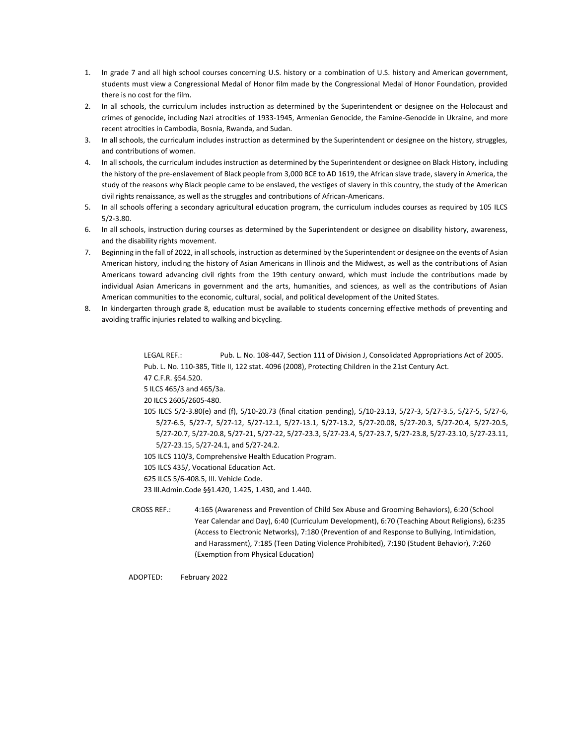1. In grade 7 and all high school courses concerning U.S. history or a combination of U.S. history and American government, students must view a Congressional Medal of Honor film made by the Congressional Medal of Honor Foundation, provided there is no cost for the film.
2. In all schools, the curriculum includes instruction as determined by the Superintendent or designee on the Holocaust and crimes of genocide, including Nazi atrocities of 1933-1945, Armenian Genocide, the Famine-Genocide in Ukraine, and more recent atrocities in Cambodia, Bosnia, Rwanda, and Sudan.
3. In all schools, the curriculum includes instruction as determined by the Superintendent or designee on the history, struggles, and contributions of women.
4. In all schools, the curriculum includes instruction as determined by the Superintendent or designee on Black History, including the history of the pre-enslavement of Black people from 3,000 BCE to AD 1619, the African slave trade, slavery in America, the study of the reasons why Black people came to be enslaved, the vestiges of slavery in this country, the study of the American civil rights renaissance, as well as the struggles and contributions of African-Americans.
5. In all schools offering a secondary agricultural education program, the curriculum includes courses as required by 105 ILCS 5/2-3.80.
6. In all schools, instruction during courses as determined by the Superintendent or designee on disability history, awareness, and the disability rights movement.
7. Beginning in the fall of 2022, in all schools, instruction as determined by the Superintendent or designee on the events of Asian American history, including the history of Asian Americans in Illinois and the Midwest, as well as the contributions of Asian Americans toward advancing civil rights from the 19th century onward, which must include the contributions made by individual Asian Americans in government and the arts, humanities, and sciences, as well as the contributions of Asian American communities to the economic, cultural, social, and political development of the United States.
8. In kindergarten through grade 8, education must be available to students concerning effective methods of preventing and avoiding traffic injuries related to walking and bicycling.

LEGAL REF.: Pub. L. No. 108-447, Section 111 of Division J, Consolidated Appropriations Act of 2005.
Pub. L. No. 110-385, Title II, 122 stat. 4096 (2008), Protecting Children in the 21st Century Act.
47 C.F.R. §54.520.
5 ILCS 465/3 and 465/3a.
20 ILCS 2605/2605-480.
105 ILCS 5/2-3.80(e) and (f), 5/10-20.73 (final citation pending), 5/10-23.13, 5/27-3, 5/27-3.5, 5/27-5, 5/27-6, 5/27-6.5, 5/27-7, 5/27-12, 5/27-12.1, 5/27-13.1, 5/27-13.2, 5/27-20.08, 5/27-20.3, 5/27-20.4, 5/27-20.5, 5/27-20.7, 5/27-20.8, 5/27-21, 5/27-22, 5/27-23.3, 5/27-23.4, 5/27-23.7, 5/27-23.8, 5/27-23.10, 5/27-23.11, 5/27-23.15, 5/27-24.1, and 5/27-24.2.
105 ILCS 110/3, Comprehensive Health Education Program.
105 ILCS 435/, Vocational Education Act.
625 ILCS 5/6-408.5, Ill. Vehicle Code.
23 Ill.Admin.Code §§1.420, 1.425, 1.430, and 1.440.

CROSS REF.: 4:165 (Awareness and Prevention of Child Sex Abuse and Grooming Behaviors), 6:20 (School Year Calendar and Day), 6:40 (Curriculum Development), 6:70 (Teaching About Religions), 6:235 (Access to Electronic Networks), 7:180 (Prevention of and Response to Bullying, Intimidation, and Harassment), 7:185 (Teen Dating Violence Prohibited), 7:190 (Student Behavior), 7:260 (Exemption from Physical Education)

ADOPTED: February 2022